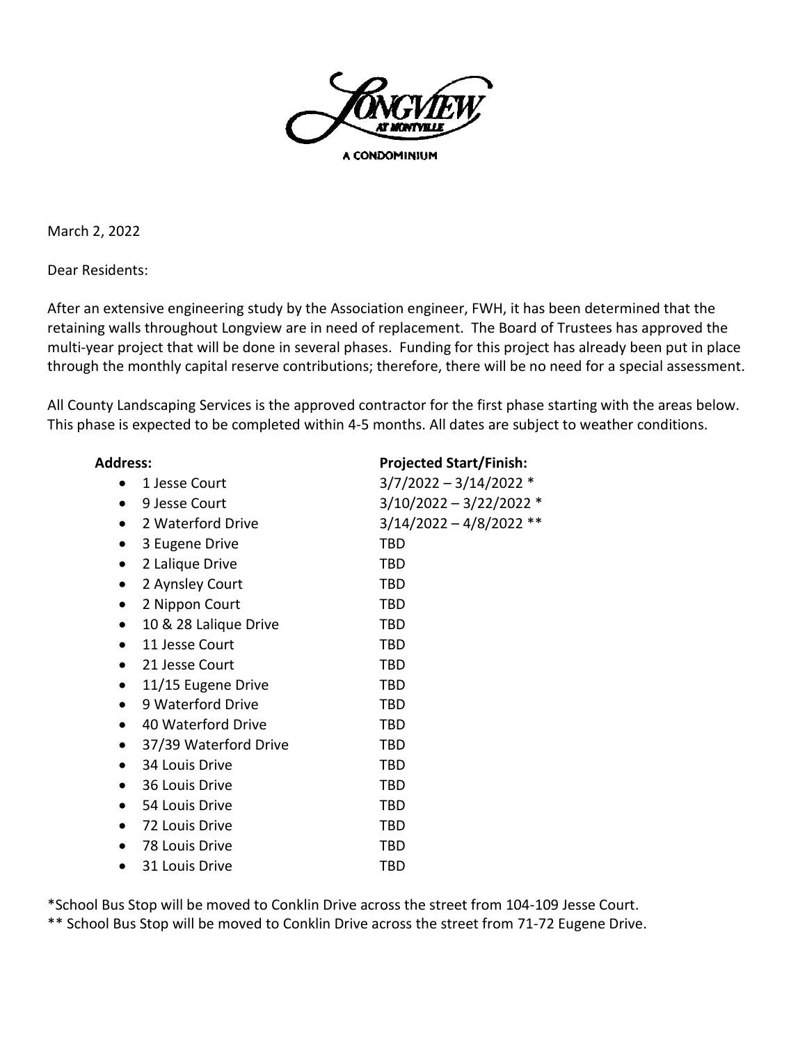LONGVIEW AT MONTVILLE

A CONDOMINIUM

March 2, 2022

Dear Residents:

After an extensive engineering study by the Association engineer, FWH, it has been determined that the retaining walls throughout Longview are in need of replacement. The Board of Trustees has approved the multi-year project that will be done in several phases. Funding for this project has already been put in place through the monthly capital reserve contributions; therefore, there will be no need for a special assessment.

All County Landscaping Services is the approved contractor for the first phase starting with the areas below. This phase is expected to be completed within 4-5 months. All dates are subject to weather conditions.

| Address: | Projected Start/Finish: |
|---|---|
| 1 Jesse Court | 3/7/2022 – 3/14/2022 * |
| 9 Jesse Court | 3/10/2022 – 3/22/2022 * |
| 2 Waterford Drive | 3/14/2022 – 4/8/2022 ** |
| 3 Eugene Drive | TBD |
| 2 Lalique Drive | TBD |
| 2 Aynsley Court | TBD |
| 2 Nippon Court | TBD |
| 10 & 28 Lalique Drive | TBD |
| 11 Jesse Court | TBD |
| 21 Jesse Court | TBD |
| 11/15 Eugene Drive | TBD |
| 9 Waterford Drive | TBD |
| 40 Waterford Drive | TBD |
| 37/39 Waterford Drive | TBD |
| 34 Louis Drive | TBD |
| 36 Louis Drive | TBD |
| 54 Louis Drive | TBD |
| 72 Louis Drive | TBD |
| 78 Louis Drive | TBD |
| 31 Louis Drive | TBD |

*School Bus Stop will be moved to Conklin Drive across the street from 104-109 Jesse Court.

** School Bus Stop will be moved to Conklin Drive across the street from 71-72 Eugene Drive.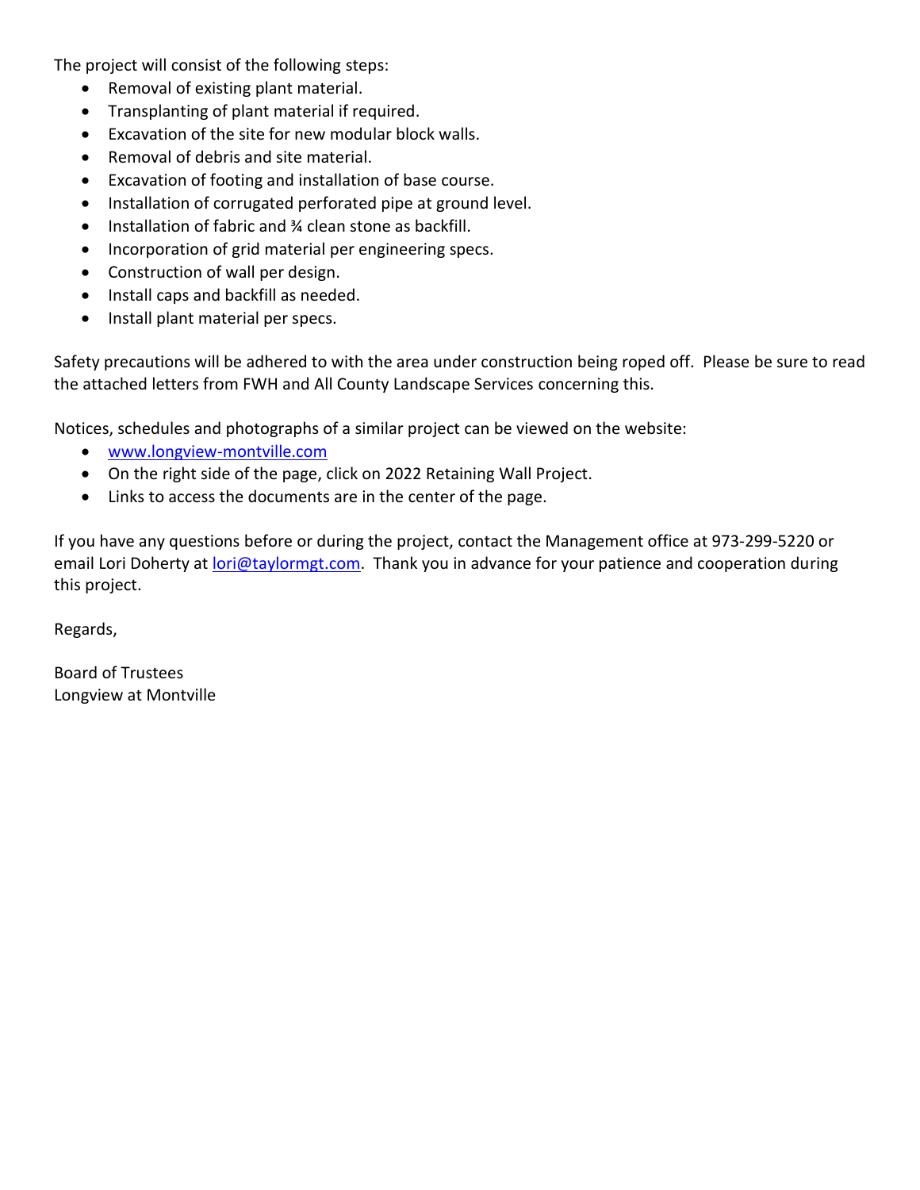The project will consist of the following steps:

- Removal of existing plant material.
- Transplanting of plant material if required.
- Excavation of the site for new modular block walls.
- Removal of debris and site material.
- Excavation of footing and installation of base course.
- Installation of corrugated perforated pipe at ground level.
- Installation of fabric and ¾ clean stone as backfill.
- Incorporation of grid material per engineering specs.
- Construction of wall per design.
- Install caps and backfill as needed.
- Install plant material per specs.

Safety precautions will be adhered to with the area under construction being roped off. Please be sure to read the attached letters from FWH and All County Landscape Services concerning this.

Notices, schedules and photographs of a similar project can be viewed on the website:

- [www.longview-montville.com](http://www.longview-montville.com)
- On the right side of the page, click on 2022 Retaining Wall Project.
- Links to access the documents are in the center of the page.

If you have any questions before or during the project, contact the Management office at 973-299-5220 or email Lori Doherty at [lori@taylormgt.com](mailto:lori@taylormgt.com). Thank you in advance for your patience and cooperation during this project.

Regards,

Board of Trustees
Longview at Montville